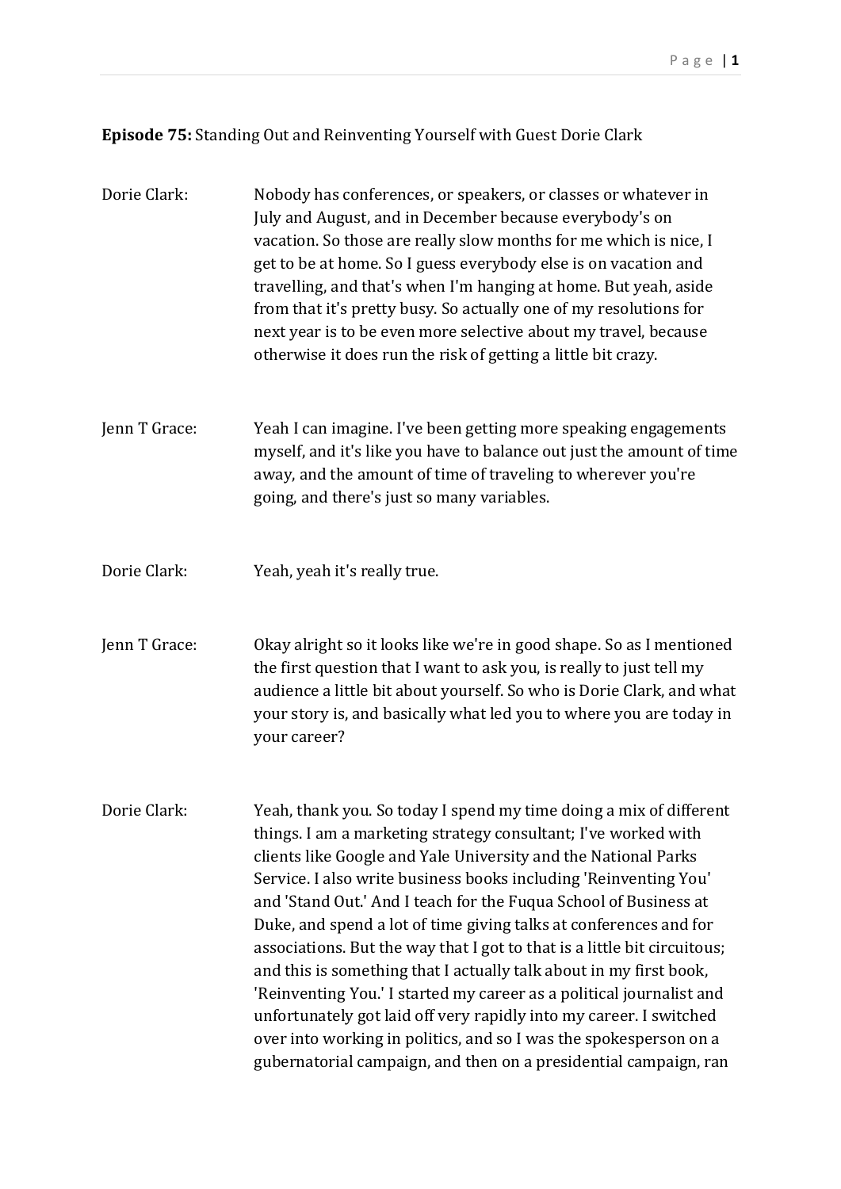**Episode 75:** Standing Out and Reinventing Yourself with Guest Dorie Clark

Dorie Clark: Nobody has conferences, or speakers, or classes or whatever in July and August, and in December because everybody's on vacation. So those are really slow months for me which is nice, I get to be at home. So I guess everybody else is on vacation and travelling, and that's when I'm hanging at home. But yeah, aside from that it's pretty busy. So actually one of my resolutions for next year is to be even more selective about my travel, because otherwise it does run the risk of getting a little bit crazy.

Jenn T Grace: Yeah I can imagine. I've been getting more speaking engagements myself, and it's like you have to balance out just the amount of time away, and the amount of time of traveling to wherever you're going, and there's just so many variables.

Dorie Clark: Yeah, yeah it's really true.

Jenn T Grace: Okay alright so it looks like we're in good shape. So as I mentioned the first question that I want to ask you, is really to just tell my audience a little bit about yourself. So who is Dorie Clark, and what your story is, and basically what led you to where you are today in your career?

Dorie Clark: Yeah, thank you. So today I spend my time doing a mix of different things. I am a marketing strategy consultant; I've worked with clients like Google and Yale University and the National Parks Service. I also write business books including 'Reinventing You' and 'Stand Out.' And I teach for the Fuqua School of Business at Duke, and spend a lot of time giving talks at conferences and for associations. But the way that I got to that is a little bit circuitous; and this is something that I actually talk about in my first book, 'Reinventing You.' I started my career as a political journalist and unfortunately got laid off very rapidly into my career. I switched over into working in politics, and so I was the spokesperson on a gubernatorial campaign, and then on a presidential campaign, ran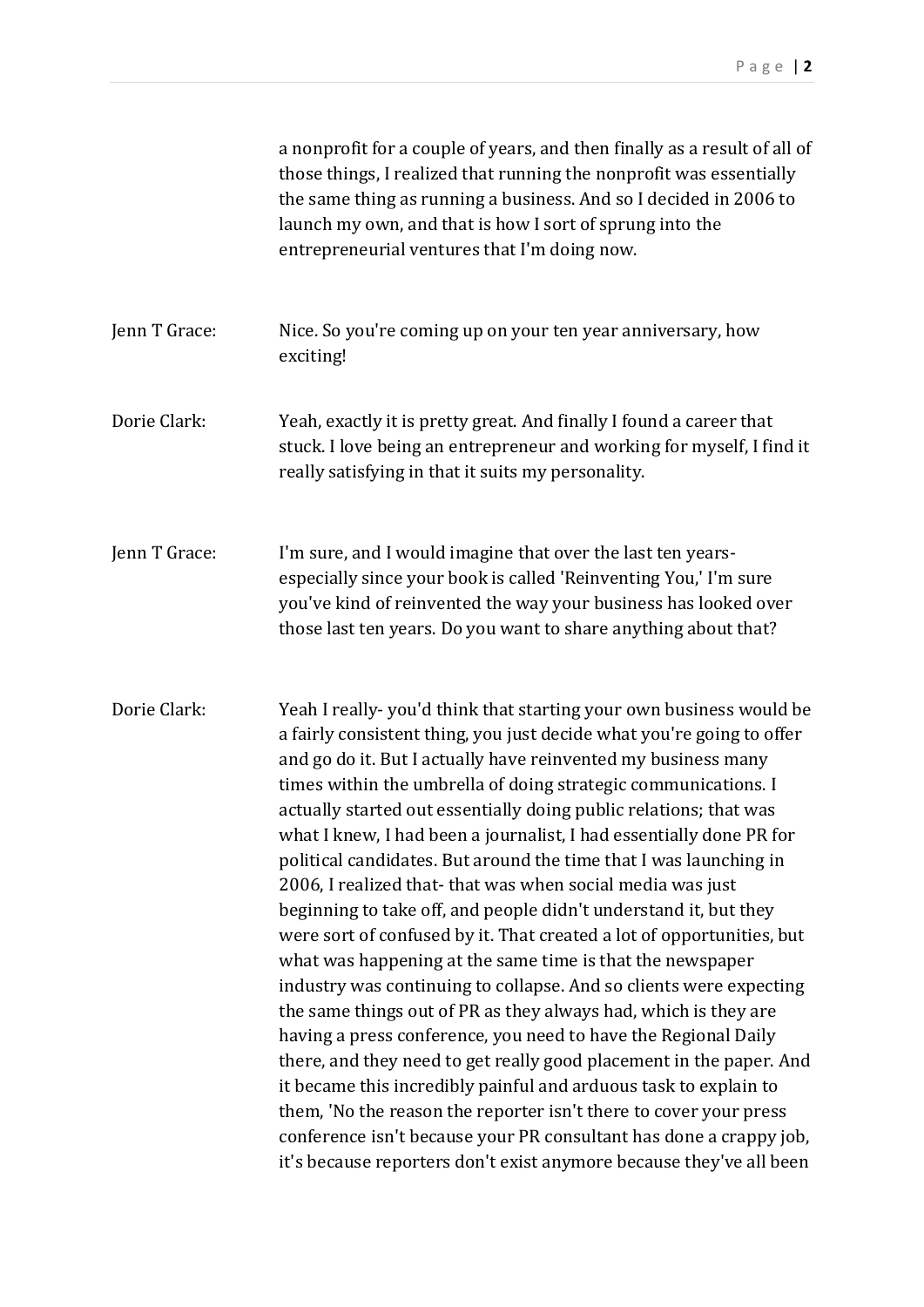a nonprofit for a couple of years, and then finally as a result of all of those things, I realized that running the nonprofit was essentially the same thing as running a business. And so I decided in 2006 to launch my own, and that is how I sort of sprung into the entrepreneurial ventures that I'm doing now.

**Jenn T Grace:** Nice. So you're coming up on your ten year anniversary, how exciting!

**Dorie Clark:** Yeah, exactly it is pretty great. And finally I found a career that stuck. I love being an entrepreneur and working for myself, I find it really satisfying in that it suits my personality.

**Jenn T Grace:** I'm sure, and I would imagine that over the last ten years- especially since your book is called 'Reinventing You,' I'm sure you've kind of reinvented the way your business has looked over those last ten years. Do you want to share anything about that?

**Dorie Clark:** Yeah I really- you'd think that starting your own business would be a fairly consistent thing, you just decide what you're going to offer and go do it. But I actually have reinvented my business many times within the umbrella of doing strategic communications. I actually started out essentially doing public relations; that was what I knew, I had been a journalist, I had essentially done PR for political candidates. But around the time that I was launching in 2006, I realized that- that was when social media was just beginning to take off, and people didn't understand it, but they were sort of confused by it. That created a lot of opportunities, but what was happening at the same time is that the newspaper industry was continuing to collapse. And so clients were expecting the same things out of PR as they always had, which is they are having a press conference, you need to have the Regional Daily there, and they need to get really good placement in the paper. And it became this incredibly painful and arduous task to explain to them, 'No the reason the reporter isn't there to cover your press conference isn't because your PR consultant has done a crappy job, it's because reporters don't exist anymore because they've all been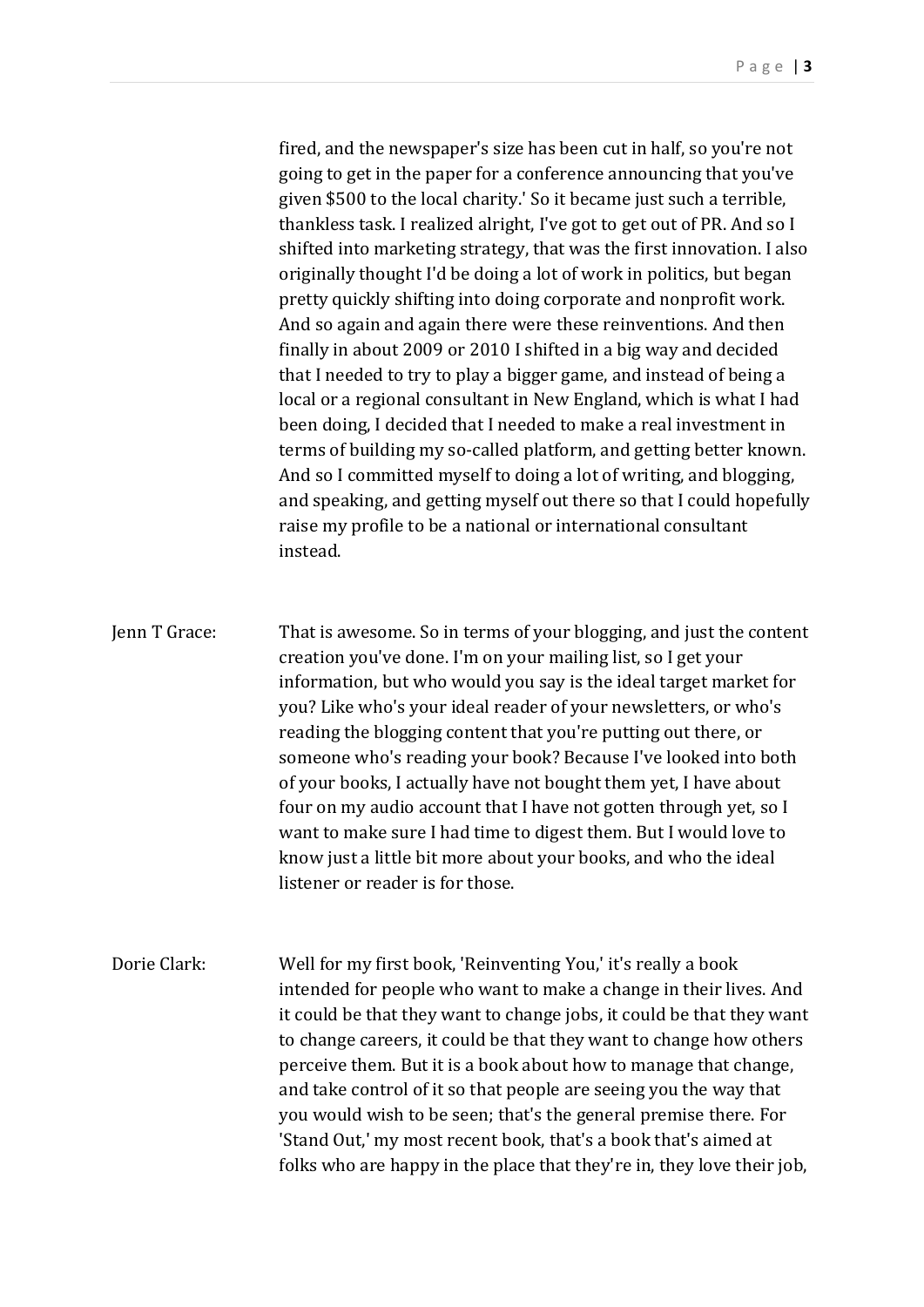fired, and the newspaper's size has been cut in half, so you're not going to get in the paper for a conference announcing that you've given $500 to the local charity.' So it became just such a terrible, thankless task. I realized alright, I've got to get out of PR. And so I shifted into marketing strategy, that was the first innovation. I also originally thought I'd be doing a lot of work in politics, but began pretty quickly shifting into doing corporate and nonprofit work. And so again and again there were these reinventions. And then finally in about 2009 or 2010 I shifted in a big way and decided that I needed to try to play a bigger game, and instead of being a local or a regional consultant in New England, which is what I had been doing, I decided that I needed to make a real investment in terms of building my so-called platform, and getting better known. And so I committed myself to doing a lot of writing, and blogging, and speaking, and getting myself out there so that I could hopefully raise my profile to be a national or international consultant instead.

Jenn T Grace: That is awesome. So in terms of your blogging, and just the content creation you've done. I'm on your mailing list, so I get your information, but who would you say is the ideal target market for you? Like who's your ideal reader of your newsletters, or who's reading the blogging content that you're putting out there, or someone who's reading your book? Because I've looked into both of your books, I actually have not bought them yet, I have about four on my audio account that I have not gotten through yet, so I want to make sure I had time to digest them. But I would love to know just a little bit more about your books, and who the ideal listener or reader is for those.

Dorie Clark: Well for my first book, 'Reinventing You,' it's really a book intended for people who want to make a change in their lives. And it could be that they want to change jobs, it could be that they want to change careers, it could be that they want to change how others perceive them. But it is a book about how to manage that change, and take control of it so that people are seeing you the way that you would wish to be seen; that's the general premise there. For 'Stand Out,' my most recent book, that's a book that's aimed at folks who are happy in the place that they're in, they love their job,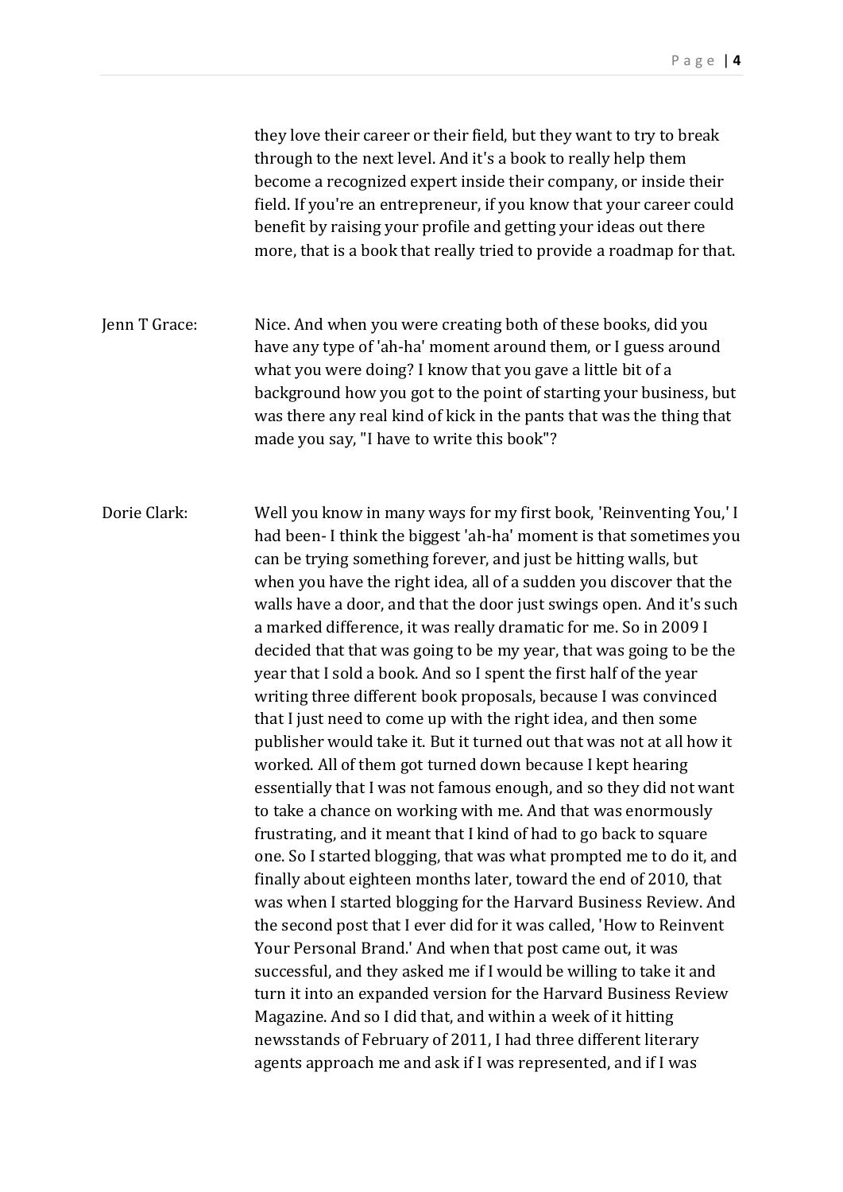they love their career or their field, but they want to try to break through to the next level. And it's a book to really help them become a recognized expert inside their company, or inside their field. If you're an entrepreneur, if you know that your career could benefit by raising your profile and getting your ideas out there more, that is a book that really tried to provide a roadmap for that.

Jenn T Grace: Nice. And when you were creating both of these books, did you have any type of 'ah-ha' moment around them, or I guess around what you were doing? I know that you gave a little bit of a background how you got to the point of starting your business, but was there any real kind of kick in the pants that was the thing that made you say, "I have to write this book"?

Dorie Clark: Well you know in many ways for my first book, 'Reinventing You,' I had been- I think the biggest 'ah-ha' moment is that sometimes you can be trying something forever, and just be hitting walls, but when you have the right idea, all of a sudden you discover that the walls have a door, and that the door just swings open. And it's such a marked difference, it was really dramatic for me. So in 2009 I decided that that was going to be my year, that was going to be the year that I sold a book. And so I spent the first half of the year writing three different book proposals, because I was convinced that I just need to come up with the right idea, and then some publisher would take it. But it turned out that was not at all how it worked. All of them got turned down because I kept hearing essentially that I was not famous enough, and so they did not want to take a chance on working with me. And that was enormously frustrating, and it meant that I kind of had to go back to square one. So I started blogging, that was what prompted me to do it, and finally about eighteen months later, toward the end of 2010, that was when I started blogging for the Harvard Business Review. And the second post that I ever did for it was called, 'How to Reinvent Your Personal Brand.' And when that post came out, it was successful, and they asked me if I would be willing to take it and turn it into an expanded version for the Harvard Business Review Magazine. And so I did that, and within a week of it hitting newsstands of February of 2011, I had three different literary agents approach me and ask if I was represented, and if I was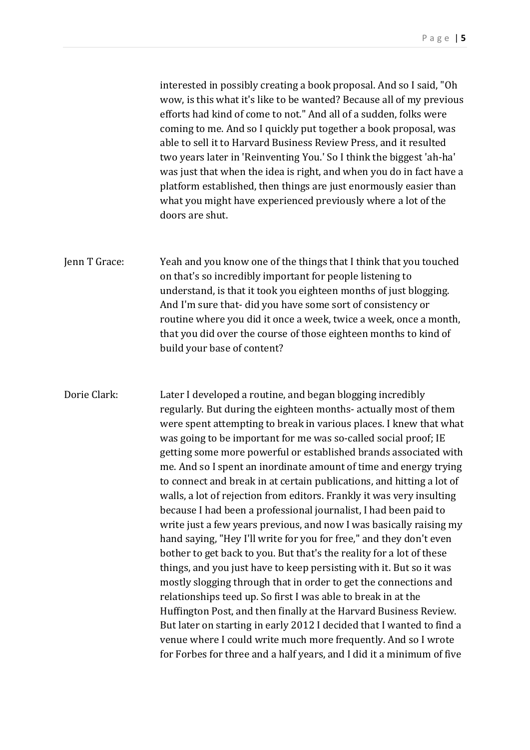interested in possibly creating a book proposal. And so I said, "Oh wow, is this what it's like to be wanted? Because all of my previous efforts had kind of come to not." And all of a sudden, folks were coming to me. And so I quickly put together a book proposal, was able to sell it to Harvard Business Review Press, and it resulted two years later in 'Reinventing You.' So I think the biggest 'ah-ha' was just that when the idea is right, and when you do in fact have a platform established, then things are just enormously easier than what you might have experienced previously where a lot of the doors are shut.

**Jenn T Grace:** Yeah and you know one of the things that I think that you touched on that's so incredibly important for people listening to understand, is that it took you eighteen months of just blogging. And I'm sure that- did you have some sort of consistency or routine where you did it once a week, twice a week, once a month, that you did over the course of those eighteen months to kind of build your base of content?

**Dorie Clark:** Later I developed a routine, and began blogging incredibly regularly. But during the eighteen months- actually most of them were spent attempting to break in various places. I knew that what was going to be important for me was so-called social proof; IE getting some more powerful or established brands associated with me. And so I spent an inordinate amount of time and energy trying to connect and break in at certain publications, and hitting a lot of walls, a lot of rejection from editors. Frankly it was very insulting because I had been a professional journalist, I had been paid to write just a few years previous, and now I was basically raising my hand saying, "Hey I'll write for you for free," and they don't even bother to get back to you. But that's the reality for a lot of these things, and you just have to keep persisting with it. But so it was mostly slogging through that in order to get the connections and relationships teed up. So first I was able to break in at the Huffington Post, and then finally at the Harvard Business Review. But later on starting in early 2012 I decided that I wanted to find a venue where I could write much more frequently. And so I wrote for Forbes for three and a half years, and I did it a minimum of five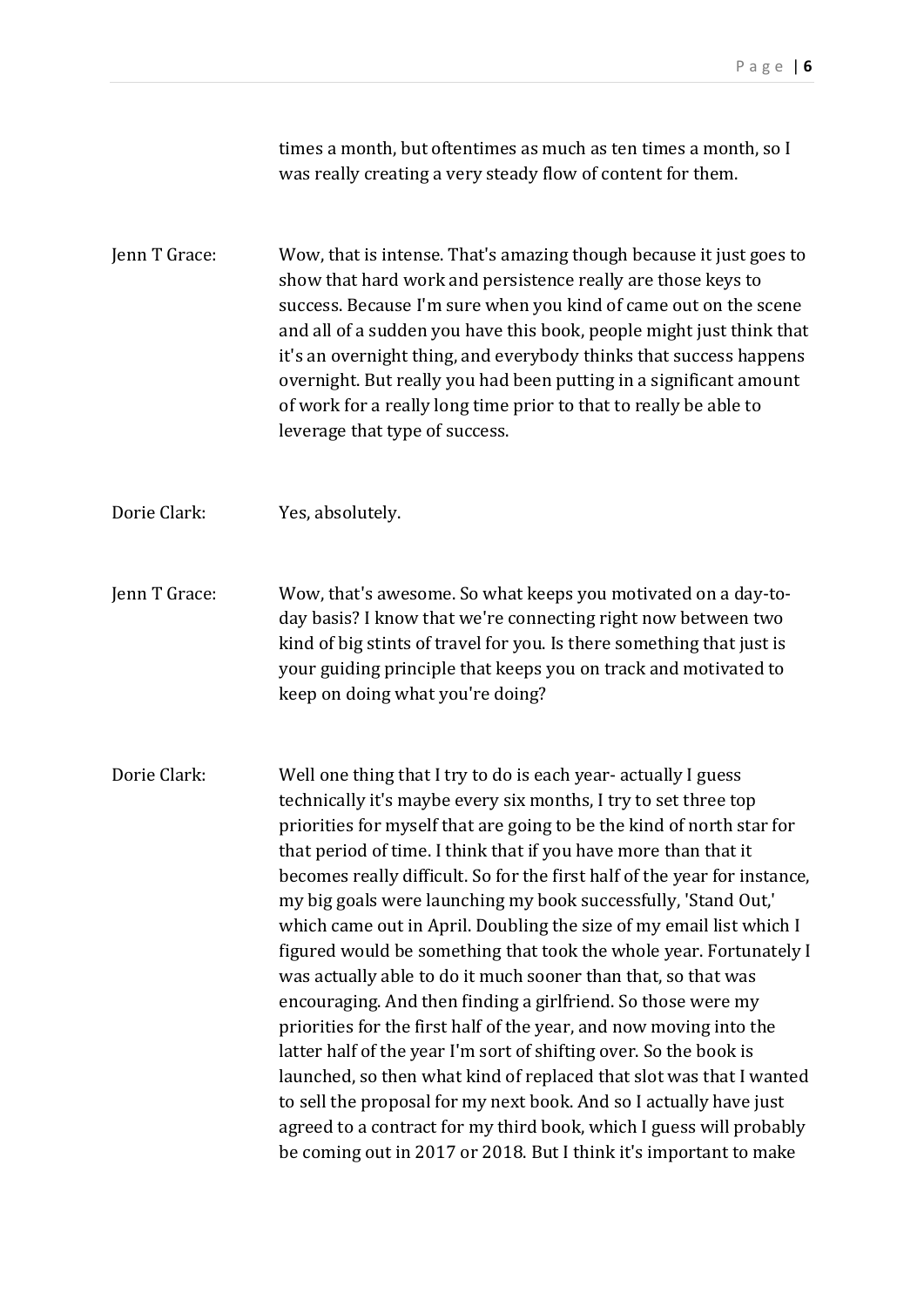times a month, but oftentimes as much as ten times a month, so I was really creating a very steady flow of content for them.

**Jenn T Grace:** Wow, that is intense. That's amazing though because it just goes to show that hard work and persistence really are those keys to success. Because I'm sure when you kind of came out on the scene and all of a sudden you have this book, people might just think that it's an overnight thing, and everybody thinks that success happens overnight. But really you had been putting in a significant amount of work for a really long time prior to that to really be able to leverage that type of success.

**Dorie Clark:** Yes, absolutely.

**Jenn T Grace:** Wow, that's awesome. So what keeps you motivated on a day-to-day basis? I know that we're connecting right now between two kind of big stints of travel for you. Is there something that just is your guiding principle that keeps you on track and motivated to keep on doing what you're doing?

**Dorie Clark:** Well one thing that I try to do is each year- actually I guess technically it's maybe every six months, I try to set three top priorities for myself that are going to be the kind of north star for that period of time. I think that if you have more than that it becomes really difficult. So for the first half of the year for instance, my big goals were launching my book successfully, 'Stand Out,' which came out in April. Doubling the size of my email list which I figured would be something that took the whole year. Fortunately I was actually able to do it much sooner than that, so that was encouraging. And then finding a girlfriend. So those were my priorities for the first half of the year, and now moving into the latter half of the year I'm sort of shifting over. So the book is launched, so then what kind of replaced that slot was that I wanted to sell the proposal for my next book. And so I actually have just agreed to a contract for my third book, which I guess will probably be coming out in 2017 or 2018. But I think it's important to make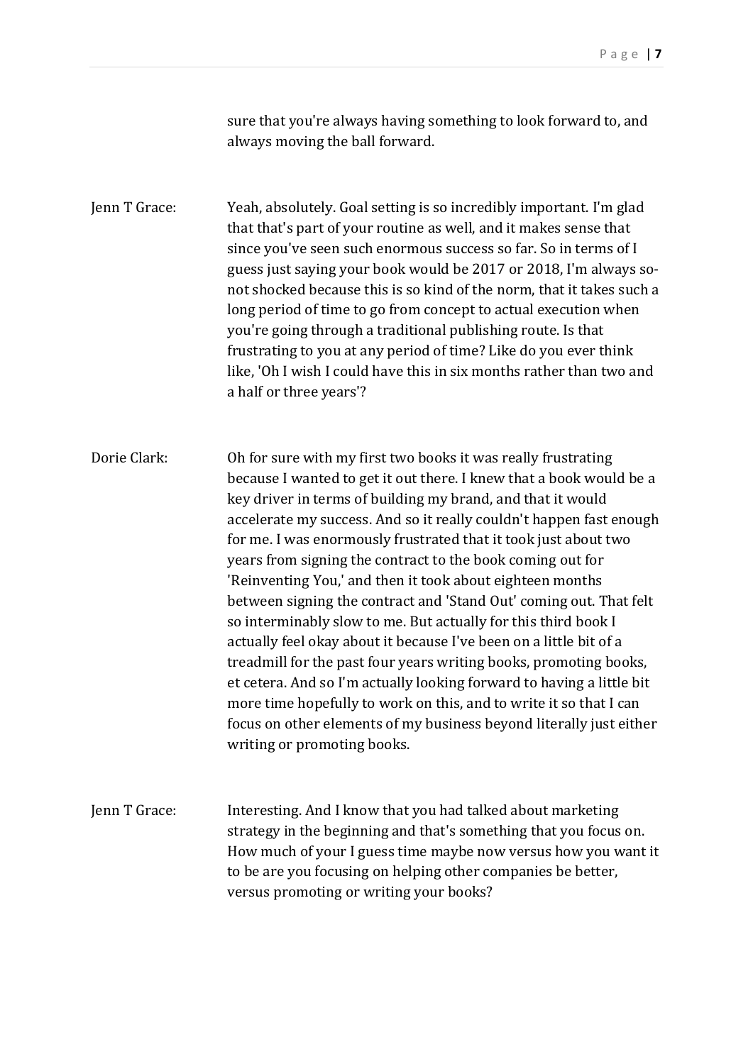sure that you're always having something to look forward to, and always moving the ball forward.

Jenn T Grace: Yeah, absolutely. Goal setting is so incredibly important. I'm glad that that's part of your routine as well, and it makes sense that since you've seen such enormous success so far. So in terms of I guess just saying your book would be 2017 or 2018, I'm always so-not shocked because this is so kind of the norm, that it takes such a long period of time to go from concept to actual execution when you're going through a traditional publishing route. Is that frustrating to you at any period of time? Like do you ever think like, 'Oh I wish I could have this in six months rather than two and a half or three years'?

Dorie Clark: Oh for sure with my first two books it was really frustrating because I wanted to get it out there. I knew that a book would be a key driver in terms of building my brand, and that it would accelerate my success. And so it really couldn't happen fast enough for me. I was enormously frustrated that it took just about two years from signing the contract to the book coming out for 'Reinventing You,' and then it took about eighteen months between signing the contract and 'Stand Out' coming out. That felt so interminably slow to me. But actually for this third book I actually feel okay about it because I've been on a little bit of a treadmill for the past four years writing books, promoting books, et cetera. And so I'm actually looking forward to having a little bit more time hopefully to work on this, and to write it so that I can focus on other elements of my business beyond literally just either writing or promoting books.

Jenn T Grace: Interesting. And I know that you had talked about marketing strategy in the beginning and that's something that you focus on. How much of your I guess time maybe now versus how you want it to be are you focusing on helping other companies be better, versus promoting or writing your books?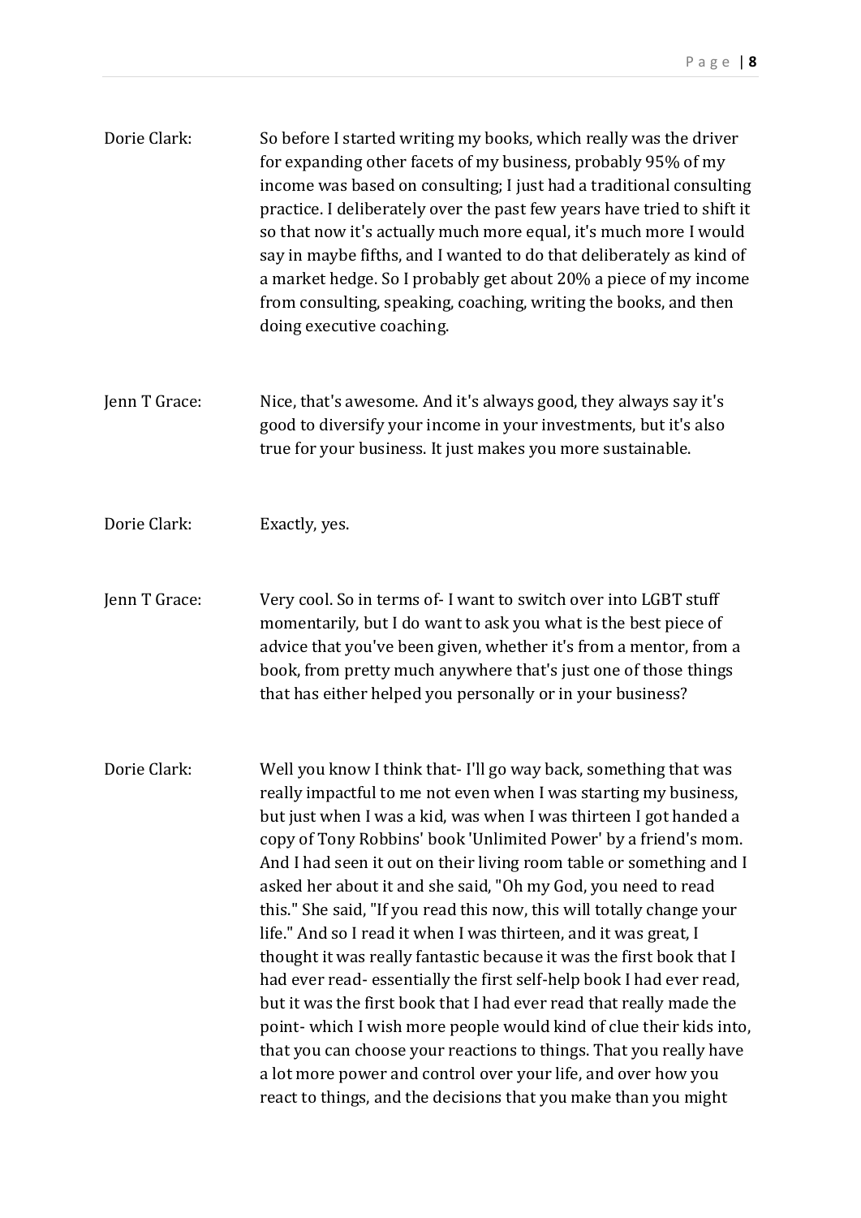**Dorie Clark:** So before I started writing my books, which really was the driver for expanding other facets of my business, probably 95% of my income was based on consulting; I just had a traditional consulting practice. I deliberately over the past few years have tried to shift it so that now it's actually much more equal, it's much more I would say in maybe fifths, and I wanted to do that deliberately as kind of a market hedge. So I probably get about 20% a piece of my income from consulting, speaking, coaching, writing the books, and then doing executive coaching.

**Jenn T Grace:** Nice, that's awesome. And it's always good, they always say it's good to diversify your income in your investments, but it's also true for your business. It just makes you more sustainable.

**Dorie Clark:** Exactly, yes.

**Jenn T Grace:** Very cool. So in terms of- I want to switch over into LGBT stuff momentarily, but I do want to ask you what is the best piece of advice that you've been given, whether it's from a mentor, from a book, from pretty much anywhere that's just one of those things that has either helped you personally or in your business?

**Dorie Clark:** Well you know I think that- I'll go way back, something that was really impactful to me not even when I was starting my business, but just when I was a kid, was when I was thirteen I got handed a copy of Tony Robbins' book 'Unlimited Power' by a friend's mom. And I had seen it out on their living room table or something and I asked her about it and she said, "Oh my God, you need to read this." She said, "If you read this now, this will totally change your life." And so I read it when I was thirteen, and it was great, I thought it was really fantastic because it was the first book that I had ever read- essentially the first self-help book I had ever read, but it was the first book that I had ever read that really made the point- which I wish more people would kind of clue their kids into, that you can choose your reactions to things. That you really have a lot more power and control over your life, and over how you react to things, and the decisions that you make than you might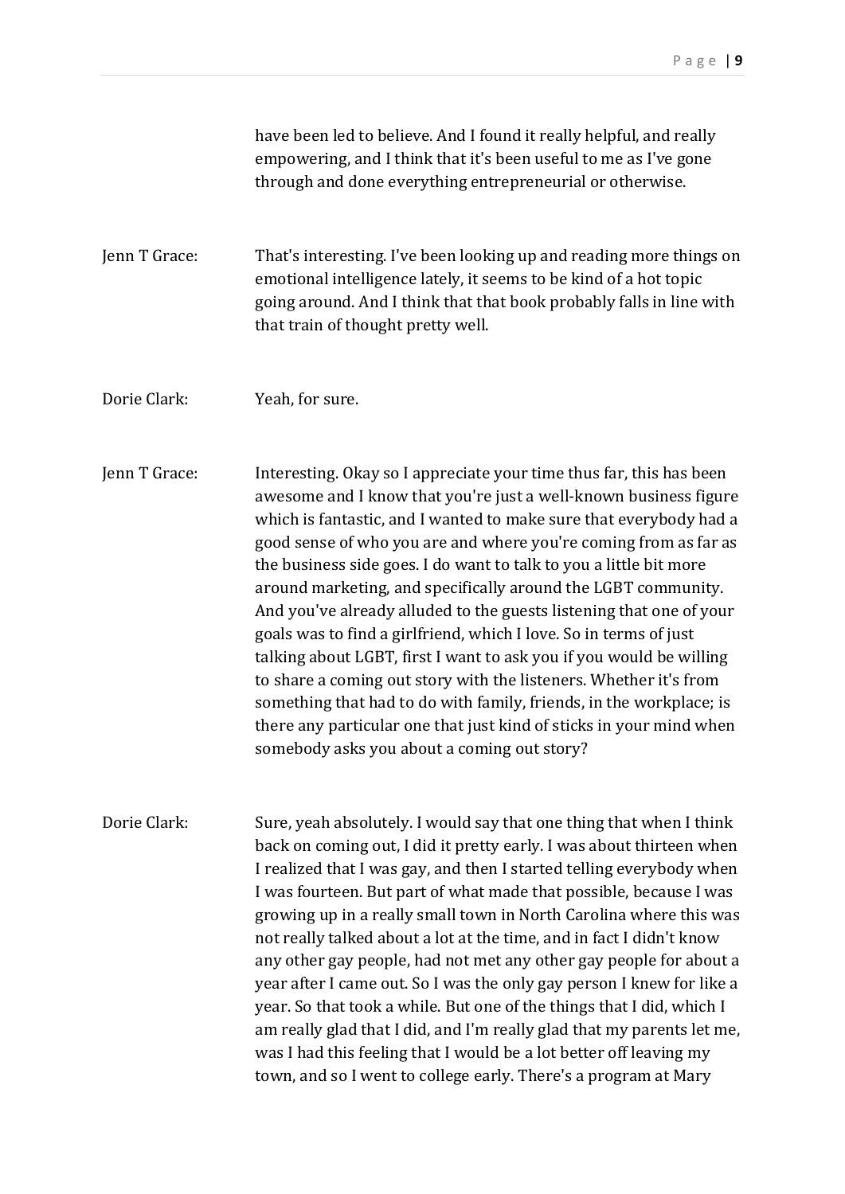have been led to believe. And I found it really helpful, and really empowering, and I think that it's been useful to me as I've gone through and done everything entrepreneurial or otherwise.

Jenn T Grace: That's interesting. I've been looking up and reading more things on emotional intelligence lately, it seems to be kind of a hot topic going around. And I think that that book probably falls in line with that train of thought pretty well.

Dorie Clark: Yeah, for sure.

Jenn T Grace: Interesting. Okay so I appreciate your time thus far, this has been awesome and I know that you're just a well-known business figure which is fantastic, and I wanted to make sure that everybody had a good sense of who you are and where you're coming from as far as the business side goes. I do want to talk to you a little bit more around marketing, and specifically around the LGBT community. And you've already alluded to the guests listening that one of your goals was to find a girlfriend, which I love. So in terms of just talking about LGBT, first I want to ask you if you would be willing to share a coming out story with the listeners. Whether it's from something that had to do with family, friends, in the workplace; is there any particular one that just kind of sticks in your mind when somebody asks you about a coming out story?

Dorie Clark: Sure, yeah absolutely. I would say that one thing that when I think back on coming out, I did it pretty early. I was about thirteen when I realized that I was gay, and then I started telling everybody when I was fourteen. But part of what made that possible, because I was growing up in a really small town in North Carolina where this was not really talked about a lot at the time, and in fact I didn't know any other gay people, had not met any other gay people for about a year after I came out. So I was the only gay person I knew for like a year. So that took a while. But one of the things that I did, which I am really glad that I did, and I'm really glad that my parents let me, was I had this feeling that I would be a lot better off leaving my town, and so I went to college early. There's a program at Mary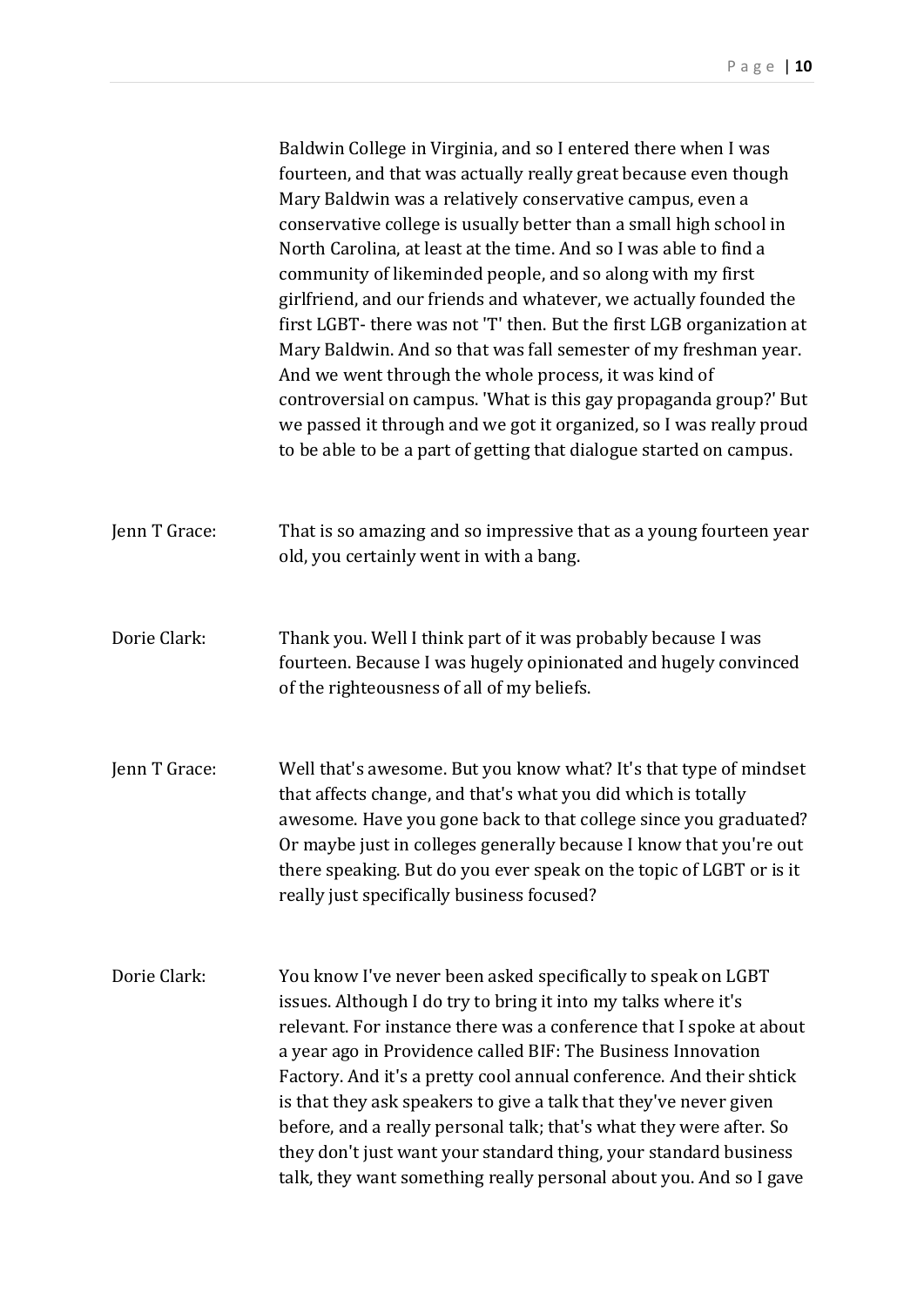Baldwin College in Virginia, and so I entered there when I was fourteen, and that was actually really great because even though Mary Baldwin was a relatively conservative campus, even a conservative college is usually better than a small high school in North Carolina, at least at the time. And so I was able to find a community of likeminded people, and so along with my first girlfriend, and our friends and whatever, we actually founded the first LGBT- there was not 'T' then. But the first LGB organization at Mary Baldwin. And so that was fall semester of my freshman year. And we went through the whole process, it was kind of controversial on campus. 'What is this gay propaganda group?' But we passed it through and we got it organized, so I was really proud to be able to be a part of getting that dialogue started on campus.

Jenn T Grace: That is so amazing and so impressive that as a young fourteen year old, you certainly went in with a bang.

Dorie Clark: Thank you. Well I think part of it was probably because I was fourteen. Because I was hugely opinionated and hugely convinced of the righteousness of all of my beliefs.

Jenn T Grace: Well that's awesome. But you know what? It's that type of mindset that affects change, and that's what you did which is totally awesome. Have you gone back to that college since you graduated? Or maybe just in colleges generally because I know that you're out there speaking. But do you ever speak on the topic of LGBT or is it really just specifically business focused?

Dorie Clark: You know I've never been asked specifically to speak on LGBT issues. Although I do try to bring it into my talks where it's relevant. For instance there was a conference that I spoke at about a year ago in Providence called BIF: The Business Innovation Factory. And it's a pretty cool annual conference. And their shtick is that they ask speakers to give a talk that they've never given before, and a really personal talk; that's what they were after. So they don't just want your standard thing, your standard business talk, they want something really personal about you. And so I gave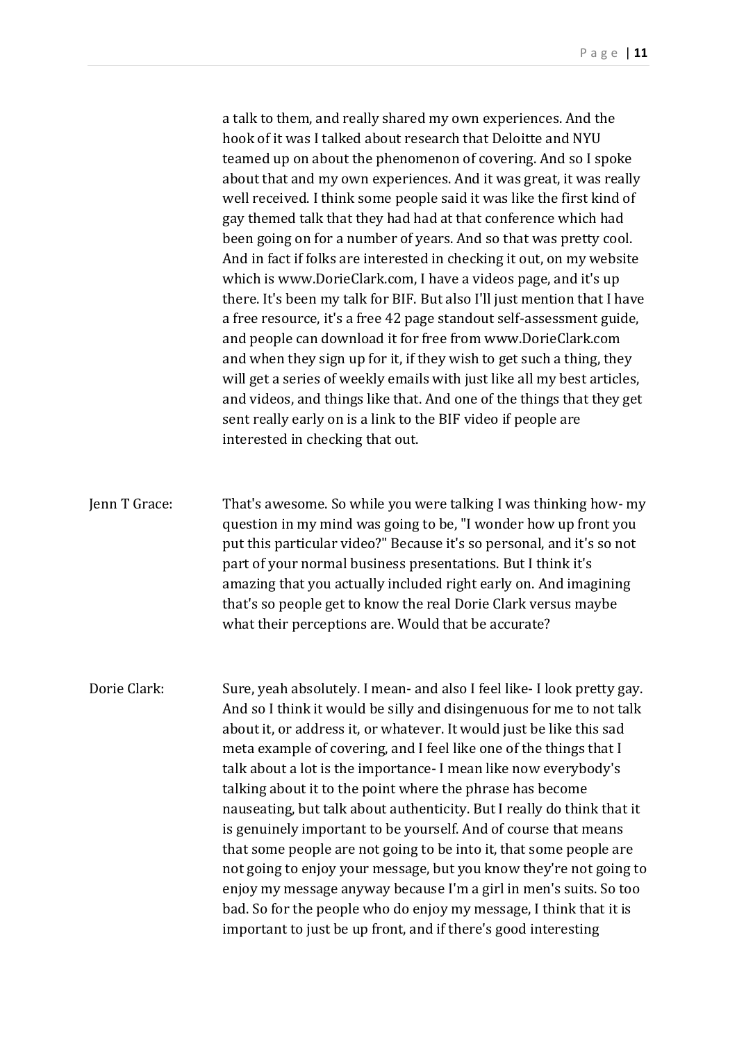a talk to them, and really shared my own experiences. And the hook of it was I talked about research that Deloitte and NYU teamed up on about the phenomenon of covering. And so I spoke about that and my own experiences. And it was great, it was really well received. I think some people said it was like the first kind of gay themed talk that they had had at that conference which had been going on for a number of years. And so that was pretty cool. And in fact if folks are interested in checking it out, on my website which is www.DorieClark.com, I have a videos page, and it's up there. It's been my talk for BIF. But also I'll just mention that I have a free resource, it's a free 42 page standout self-assessment guide, and people can download it for free from www.DorieClark.com and when they sign up for it, if they wish to get such a thing, they will get a series of weekly emails with just like all my best articles, and videos, and things like that. And one of the things that they get sent really early on is a link to the BIF video if people are interested in checking that out.

Jenn T Grace: That's awesome. So while you were talking I was thinking how- my question in my mind was going to be, "I wonder how up front you put this particular video?" Because it's so personal, and it's so not part of your normal business presentations. But I think it's amazing that you actually included right early on. And imagining that's so people get to know the real Dorie Clark versus maybe what their perceptions are. Would that be accurate?

Dorie Clark: Sure, yeah absolutely. I mean- and also I feel like- I look pretty gay. And so I think it would be silly and disingenuous for me to not talk about it, or address it, or whatever. It would just be like this sad meta example of covering, and I feel like one of the things that I talk about a lot is the importance- I mean like now everybody's talking about it to the point where the phrase has become nauseating, but talk about authenticity. But I really do think that it is genuinely important to be yourself. And of course that means that some people are not going to be into it, that some people are not going to enjoy your message, but you know they're not going to enjoy my message anyway because I'm a girl in men's suits. So too bad. So for the people who do enjoy my message, I think that it is important to just be up front, and if there's good interesting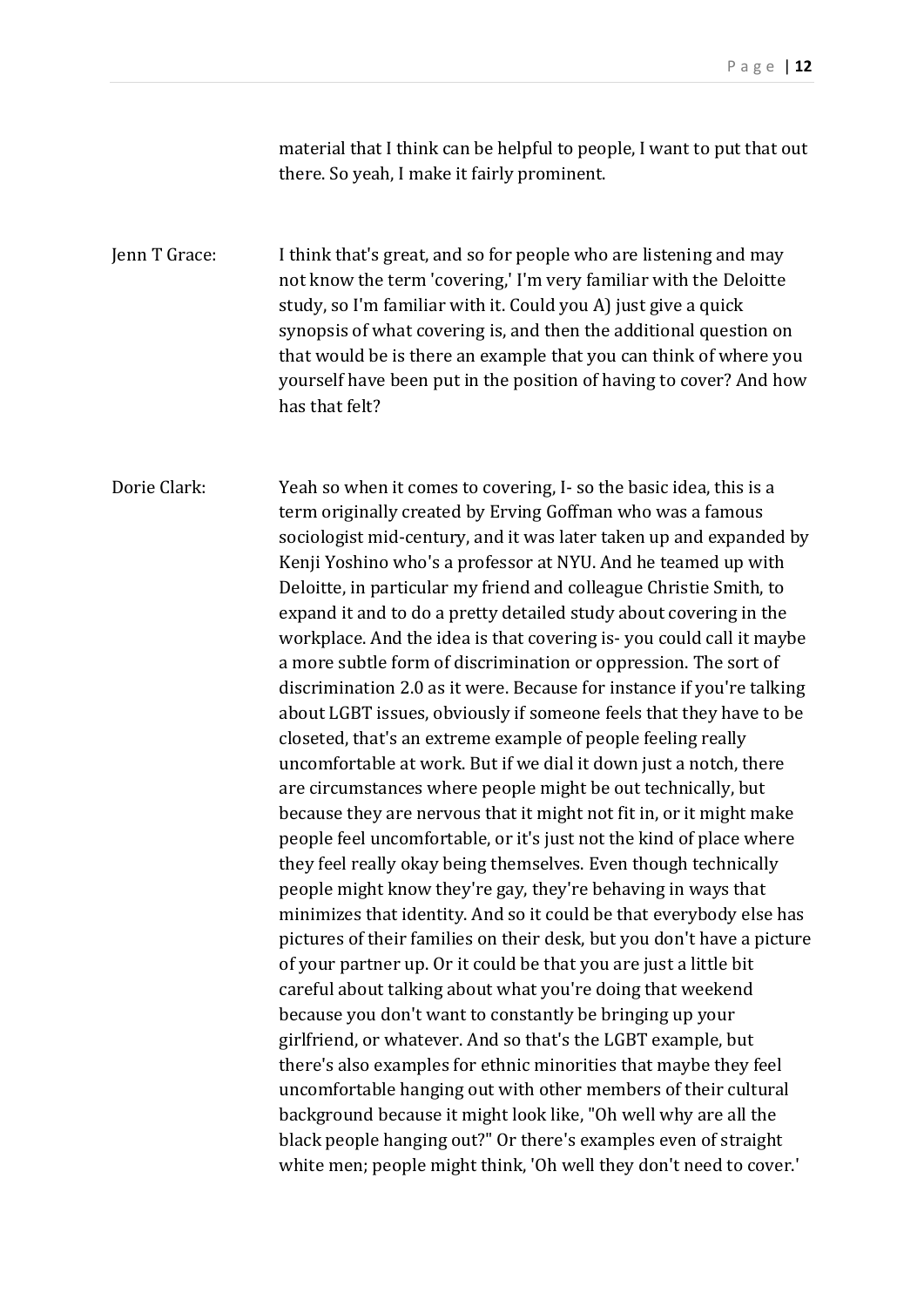material that I think can be helpful to people, I want to put that out there. So yeah, I make it fairly prominent.

Jenn T Grace: I think that's great, and so for people who are listening and may not know the term 'covering,' I'm very familiar with the Deloitte study, so I'm familiar with it. Could you A) just give a quick synopsis of what covering is, and then the additional question on that would be is there an example that you can think of where you yourself have been put in the position of having to cover? And how has that felt?

Dorie Clark: Yeah so when it comes to covering, I- so the basic idea, this is a term originally created by Erving Goffman who was a famous sociologist mid-century, and it was later taken up and expanded by Kenji Yoshino who's a professor at NYU. And he teamed up with Deloitte, in particular my friend and colleague Christie Smith, to expand it and to do a pretty detailed study about covering in the workplace. And the idea is that covering is- you could call it maybe a more subtle form of discrimination or oppression. The sort of discrimination 2.0 as it were. Because for instance if you're talking about LGBT issues, obviously if someone feels that they have to be closeted, that's an extreme example of people feeling really uncomfortable at work. But if we dial it down just a notch, there are circumstances where people might be out technically, but because they are nervous that it might not fit in, or it might make people feel uncomfortable, or it's just not the kind of place where they feel really okay being themselves. Even though technically people might know they're gay, they're behaving in ways that minimizes that identity. And so it could be that everybody else has pictures of their families on their desk, but you don't have a picture of your partner up. Or it could be that you are just a little bit careful about talking about what you're doing that weekend because you don't want to constantly be bringing up your girlfriend, or whatever. And so that's the LGBT example, but there's also examples for ethnic minorities that maybe they feel uncomfortable hanging out with other members of their cultural background because it might look like, "Oh well why are all the black people hanging out?" Or there's examples even of straight white men; people might think, 'Oh well they don't need to cover.'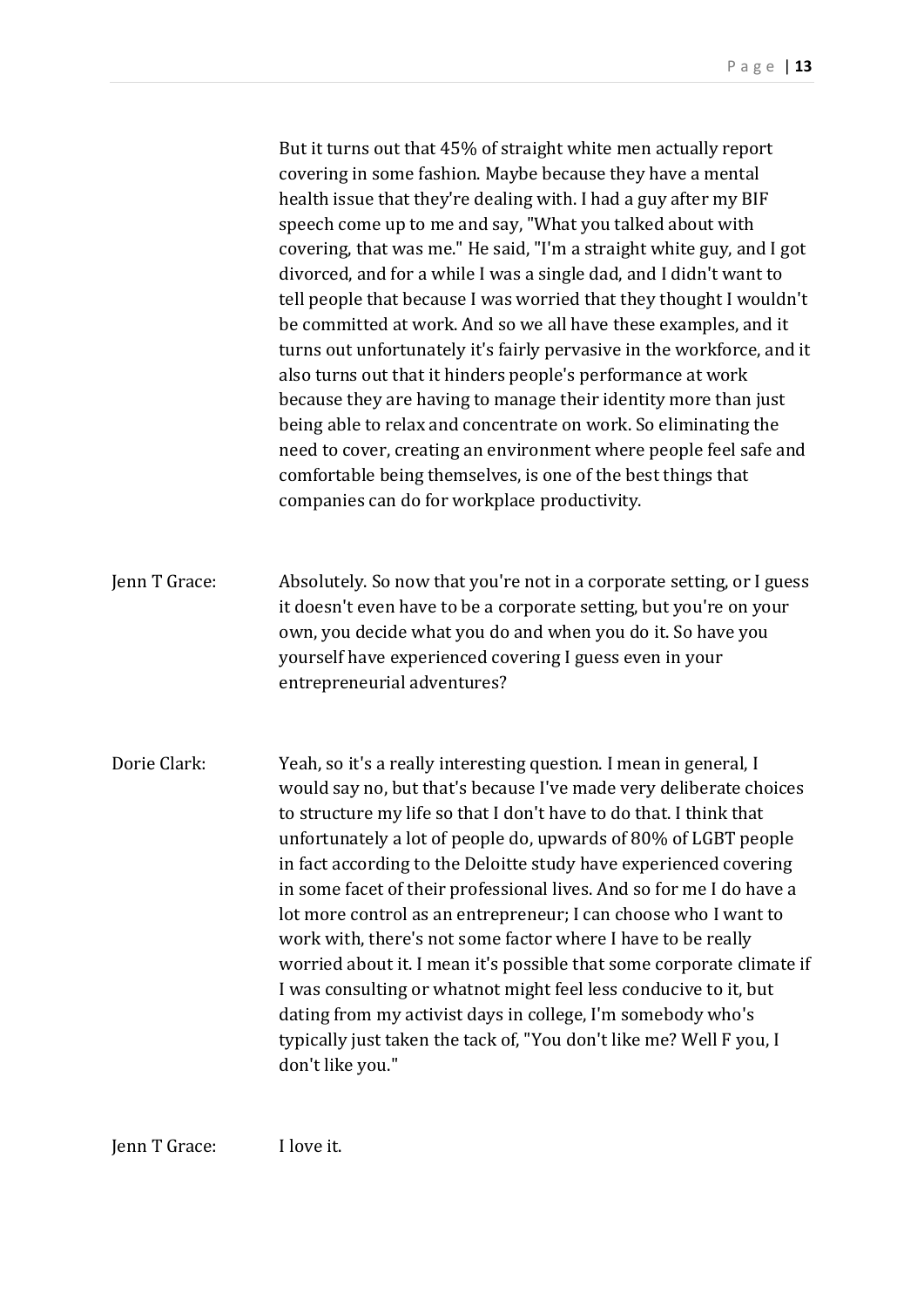But it turns out that 45% of straight white men actually report covering in some fashion. Maybe because they have a mental health issue that they're dealing with. I had a guy after my BIF speech come up to me and say, "What you talked about with covering, that was me." He said, "I'm a straight white guy, and I got divorced, and for a while I was a single dad, and I didn't want to tell people that because I was worried that they thought I wouldn't be committed at work. And so we all have these examples, and it turns out unfortunately it's fairly pervasive in the workforce, and it also turns out that it hinders people's performance at work because they are having to manage their identity more than just being able to relax and concentrate on work. So eliminating the need to cover, creating an environment where people feel safe and comfortable being themselves, is one of the best things that companies can do for workplace productivity.

Jenn T Grace: Absolutely. So now that you're not in a corporate setting, or I guess it doesn't even have to be a corporate setting, but you're on your own, you decide what you do and when you do it. So have you yourself have experienced covering I guess even in your entrepreneurial adventures?

Dorie Clark: Yeah, so it's a really interesting question. I mean in general, I would say no, but that's because I've made very deliberate choices to structure my life so that I don't have to do that. I think that unfortunately a lot of people do, upwards of 80% of LGBT people in fact according to the Deloitte study have experienced covering in some facet of their professional lives. And so for me I do have a lot more control as an entrepreneur; I can choose who I want to work with, there's not some factor where I have to be really worried about it. I mean it's possible that some corporate climate if I was consulting or whatnot might feel less conducive to it, but dating from my activist days in college, I'm somebody who's typically just taken the tack of, "You don't like me? Well F you, I don't like you."

Jenn T Grace: I love it.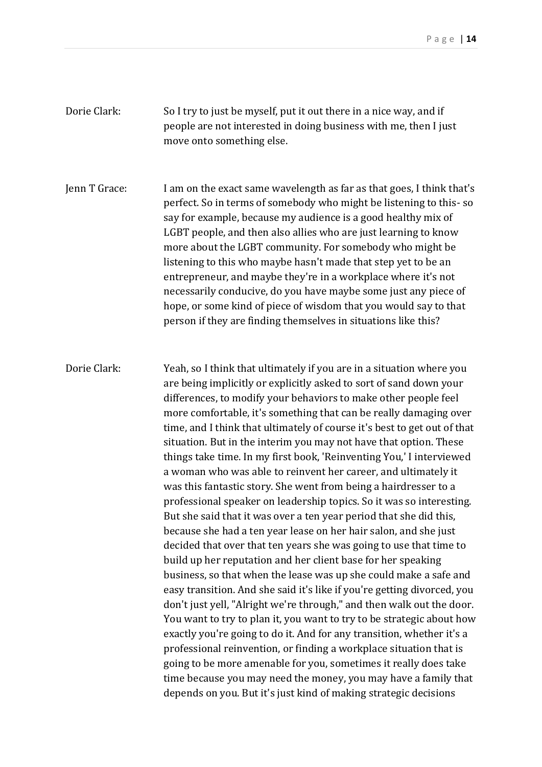**Dorie Clark:** So I try to just be myself, put it out there in a nice way, and if people are not interested in doing business with me, then I just move onto something else.

**Jenn T Grace:** I am on the exact same wavelength as far as that goes, I think that's perfect. So in terms of somebody who might be listening to this- so say for example, because my audience is a good healthy mix of LGBT people, and then also allies who are just learning to know more about the LGBT community. For somebody who might be listening to this who maybe hasn't made that step yet to be an entrepreneur, and maybe they're in a workplace where it's not necessarily conducive, do you have maybe some just any piece of hope, or some kind of piece of wisdom that you would say to that person if they are finding themselves in situations like this?

**Dorie Clark:** Yeah, so I think that ultimately if you are in a situation where you are being implicitly or explicitly asked to sort of sand down your differences, to modify your behaviors to make other people feel more comfortable, it's something that can be really damaging over time, and I think that ultimately of course it's best to get out of that situation. But in the interim you may not have that option. These things take time. In my first book, 'Reinventing You,' I interviewed a woman who was able to reinvent her career, and ultimately it was this fantastic story. She went from being a hairdresser to a professional speaker on leadership topics. So it was so interesting. But she said that it was over a ten year period that she did this, because she had a ten year lease on her hair salon, and she just decided that over that ten years she was going to use that time to build up her reputation and her client base for her speaking business, so that when the lease was up she could make a safe and easy transition. And she said it's like if you're getting divorced, you don't just yell, "Alright we're through," and then walk out the door. You want to try to plan it, you want to try to be strategic about how exactly you're going to do it. And for any transition, whether it's a professional reinvention, or finding a workplace situation that is going to be more amenable for you, sometimes it really does take time because you may need the money, you may have a family that depends on you. But it's just kind of making strategic decisions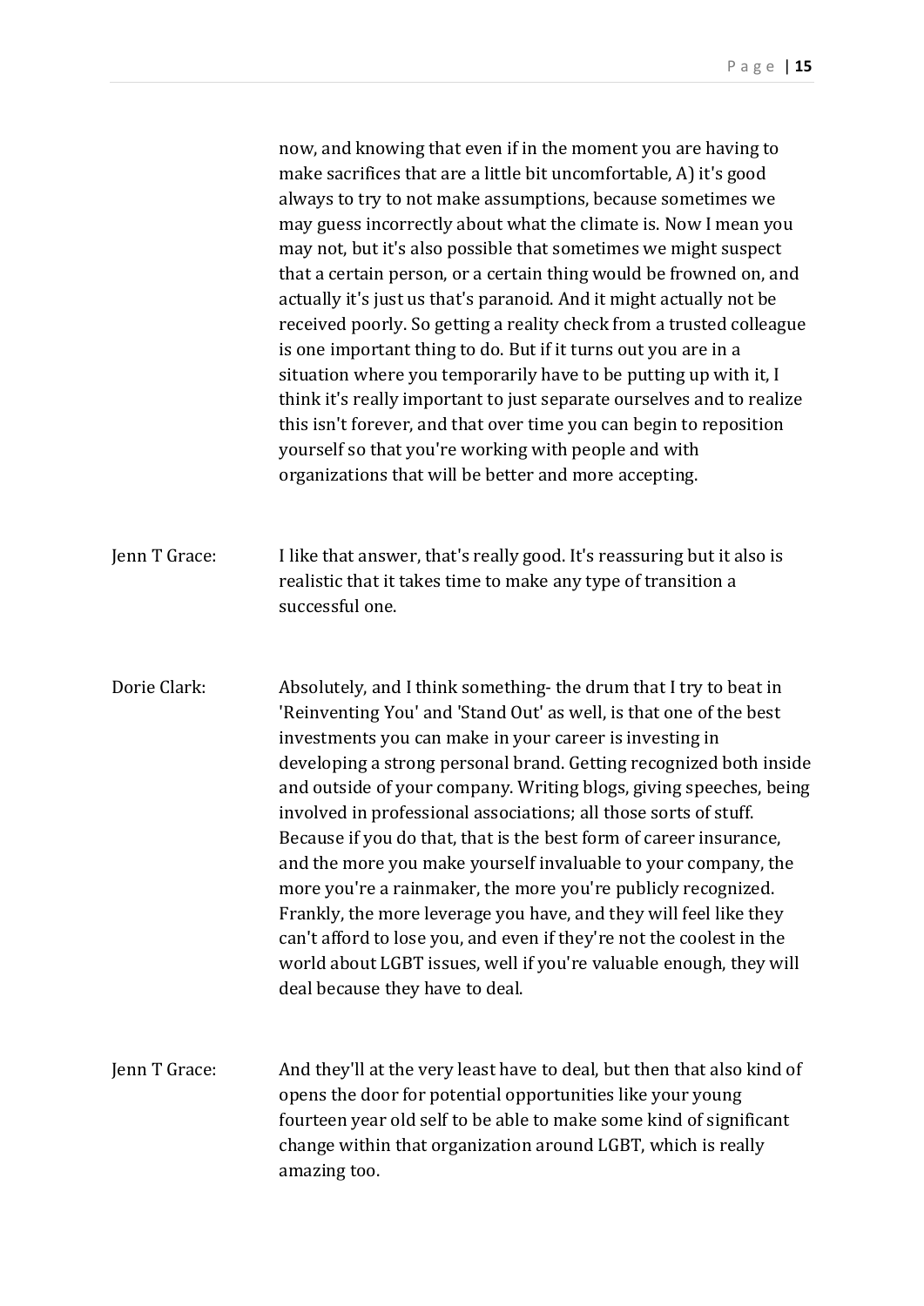now, and knowing that even if in the moment you are having to make sacrifices that are a little bit uncomfortable, A) it's good always to try to not make assumptions, because sometimes we may guess incorrectly about what the climate is. Now I mean you may not, but it's also possible that sometimes we might suspect that a certain person, or a certain thing would be frowned on, and actually it's just us that's paranoid. And it might actually not be received poorly. So getting a reality check from a trusted colleague is one important thing to do. But if it turns out you are in a situation where you temporarily have to be putting up with it, I think it's really important to just separate ourselves and to realize this isn't forever, and that over time you can begin to reposition yourself so that you're working with people and with organizations that will be better and more accepting.

Jenn T Grace: I like that answer, that's really good. It's reassuring but it also is realistic that it takes time to make any type of transition a successful one.

Dorie Clark: Absolutely, and I think something- the drum that I try to beat in 'Reinventing You' and 'Stand Out' as well, is that one of the best investments you can make in your career is investing in developing a strong personal brand. Getting recognized both inside and outside of your company. Writing blogs, giving speeches, being involved in professional associations; all those sorts of stuff. Because if you do that, that is the best form of career insurance, and the more you make yourself invaluable to your company, the more you're a rainmaker, the more you're publicly recognized. Frankly, the more leverage you have, and they will feel like they can't afford to lose you, and even if they're not the coolest in the world about LGBT issues, well if you're valuable enough, they will deal because they have to deal.

Jenn T Grace: And they'll at the very least have to deal, but then that also kind of opens the door for potential opportunities like your young fourteen year old self to be able to make some kind of significant change within that organization around LGBT, which is really amazing too.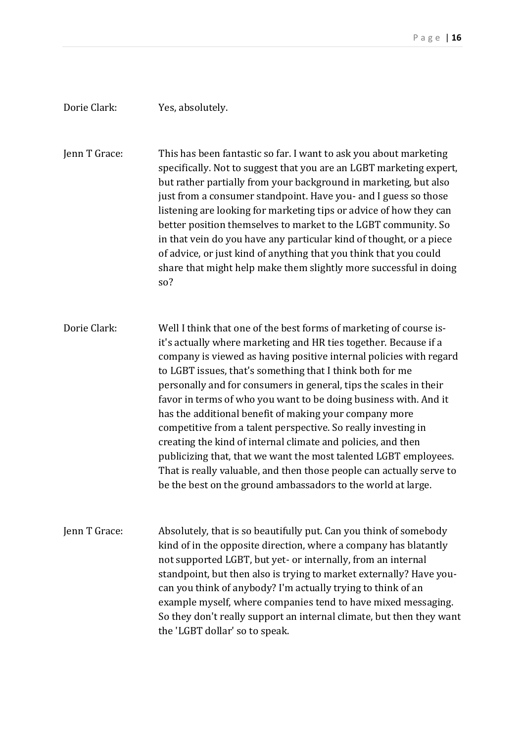**Dorie Clark:** Yes, absolutely.

**Jenn T Grace:** This has been fantastic so far. I want to ask you about marketing specifically. Not to suggest that you are an LGBT marketing expert, but rather partially from your background in marketing, but also just from a consumer standpoint. Have you- and I guess so those listening are looking for marketing tips or advice of how they can better position themselves to market to the LGBT community. So in that vein do you have any particular kind of thought, or a piece of advice, or just kind of anything that you think that you could share that might help make them slightly more successful in doing so?

**Dorie Clark:** Well I think that one of the best forms of marketing of course is- it's actually where marketing and HR ties together. Because if a company is viewed as having positive internal policies with regard to LGBT issues, that's something that I think both for me personally and for consumers in general, tips the scales in their favor in terms of who you want to be doing business with. And it has the additional benefit of making your company more competitive from a talent perspective. So really investing in creating the kind of internal climate and policies, and then publicizing that, that we want the most talented LGBT employees. That is really valuable, and then those people can actually serve to be the best on the ground ambassadors to the world at large.

**Jenn T Grace:** Absolutely, that is so beautifully put. Can you think of somebody kind of in the opposite direction, where a company has blatantly not supported LGBT, but yet- or internally, from an internal standpoint, but then also is trying to market externally? Have you- can you think of anybody? I'm actually trying to think of an example myself, where companies tend to have mixed messaging. So they don't really support an internal climate, but then they want the 'LGBT dollar' so to speak.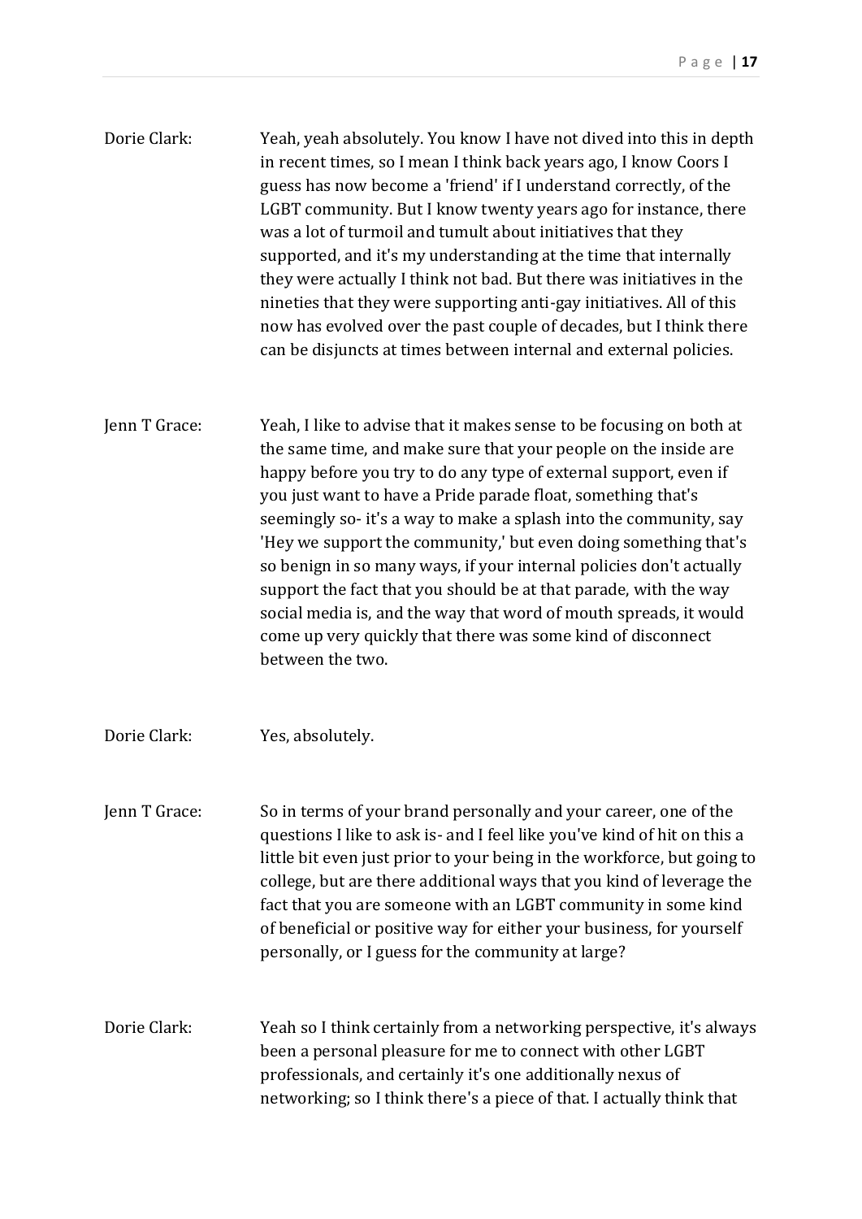Dorie Clark: Yeah, yeah absolutely. You know I have not dived into this in depth in recent times, so I mean I think back years ago, I know Coors I guess has now become a 'friend' if I understand correctly, of the LGBT community. But I know twenty years ago for instance, there was a lot of turmoil and tumult about initiatives that they supported, and it's my understanding at the time that internally they were actually I think not bad. But there was initiatives in the nineties that they were supporting anti-gay initiatives. All of this now has evolved over the past couple of decades, but I think there can be disjuncts at times between internal and external policies.

Jenn T Grace: Yeah, I like to advise that it makes sense to be focusing on both at the same time, and make sure that your people on the inside are happy before you try to do any type of external support, even if you just want to have a Pride parade float, something that's seemingly so- it's a way to make a splash into the community, say 'Hey we support the community,' but even doing something that's so benign in so many ways, if your internal policies don't actually support the fact that you should be at that parade, with the way social media is, and the way that word of mouth spreads, it would come up very quickly that there was some kind of disconnect between the two.

Dorie Clark: Yes, absolutely.

Jenn T Grace: So in terms of your brand personally and your career, one of the questions I like to ask is- and I feel like you've kind of hit on this a little bit even just prior to your being in the workforce, but going to college, but are there additional ways that you kind of leverage the fact that you are someone with an LGBT community in some kind of beneficial or positive way for either your business, for yourself personally, or I guess for the community at large?

Dorie Clark: Yeah so I think certainly from a networking perspective, it's always been a personal pleasure for me to connect with other LGBT professionals, and certainly it's one additionally nexus of networking; so I think there's a piece of that. I actually think that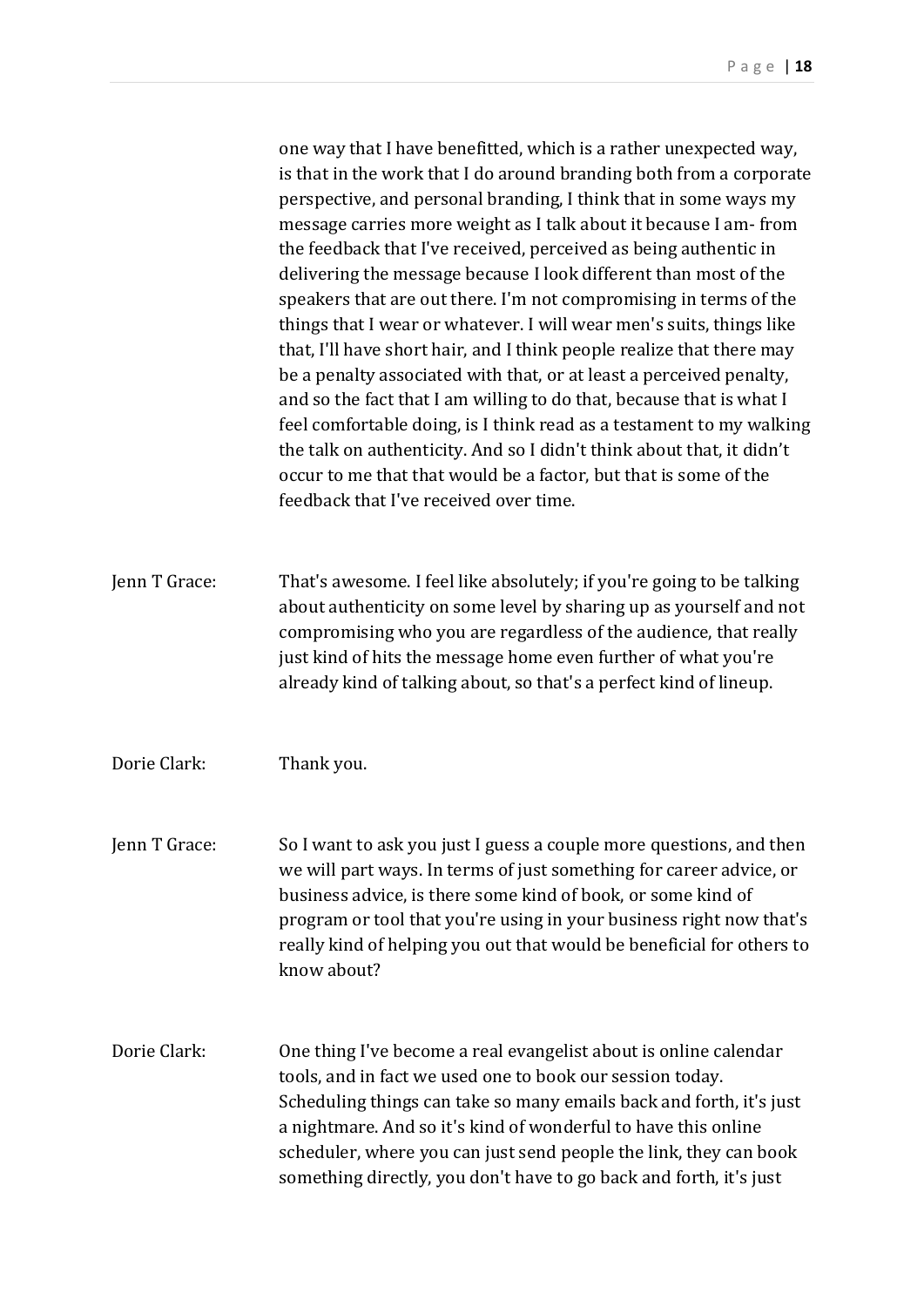one way that I have benefitted, which is a rather unexpected way, is that in the work that I do around branding both from a corporate perspective, and personal branding, I think that in some ways my message carries more weight as I talk about it because I am- from the feedback that I've received, perceived as being authentic in delivering the message because I look different than most of the speakers that are out there. I'm not compromising in terms of the things that I wear or whatever. I will wear men's suits, things like that, I'll have short hair, and I think people realize that there may be a penalty associated with that, or at least a perceived penalty, and so the fact that I am willing to do that, because that is what I feel comfortable doing, is I think read as a testament to my walking the talk on authenticity. And so I didn't think about that, it didn't occur to me that that would be a factor, but that is some of the feedback that I've received over time.

Jenn T Grace: That's awesome. I feel like absolutely; if you're going to be talking about authenticity on some level by sharing up as yourself and not compromising who you are regardless of the audience, that really just kind of hits the message home even further of what you're already kind of talking about, so that's a perfect kind of lineup.

Dorie Clark: Thank you.

Jenn T Grace: So I want to ask you just I guess a couple more questions, and then we will part ways. In terms of just something for career advice, or business advice, is there some kind of book, or some kind of program or tool that you're using in your business right now that's really kind of helping you out that would be beneficial for others to know about?

Dorie Clark: One thing I've become a real evangelist about is online calendar tools, and in fact we used one to book our session today. Scheduling things can take so many emails back and forth, it's just a nightmare. And so it's kind of wonderful to have this online scheduler, where you can just send people the link, they can book something directly, you don't have to go back and forth, it's just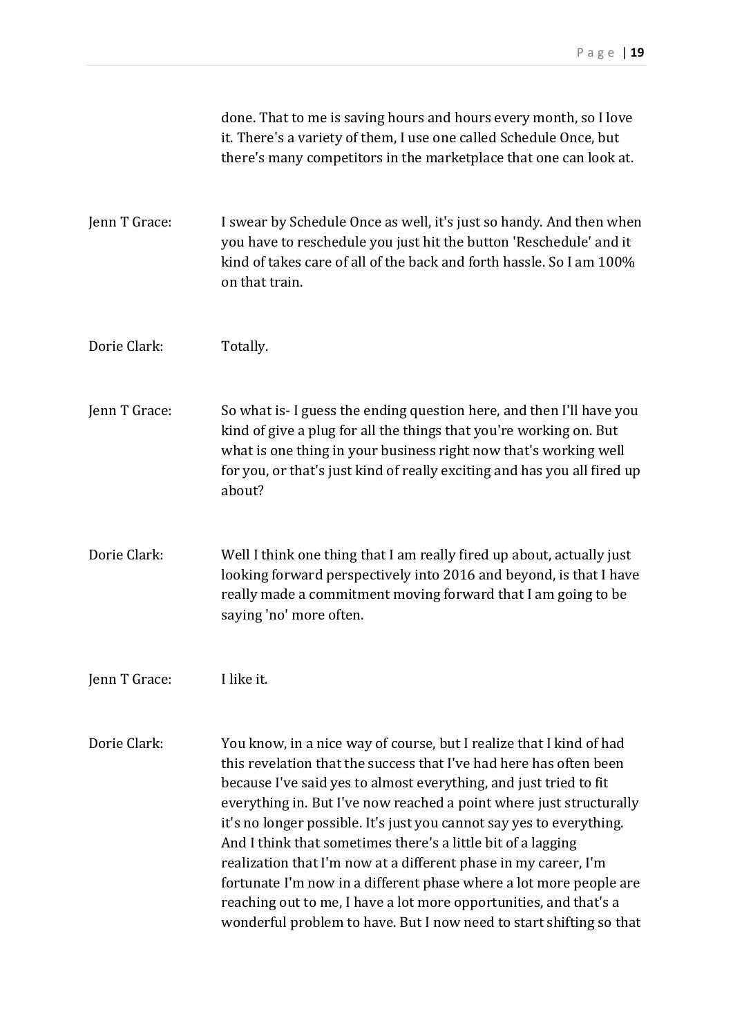done. That to me is saving hours and hours every month, so I love it. There's a variety of them, I use one called Schedule Once, but there's many competitors in the marketplace that one can look at.

Jenn T Grace: I swear by Schedule Once as well, it's just so handy. And then when you have to reschedule you just hit the button 'Reschedule' and it kind of takes care of all of the back and forth hassle. So I am 100% on that train.

Dorie Clark: Totally.

Jenn T Grace: So what is- I guess the ending question here, and then I'll have you kind of give a plug for all the things that you're working on. But what is one thing in your business right now that's working well for you, or that's just kind of really exciting and has you all fired up about?

Dorie Clark: Well I think one thing that I am really fired up about, actually just looking forward perspectively into 2016 and beyond, is that I have really made a commitment moving forward that I am going to be saying 'no' more often.

Jenn T Grace: I like it.

Dorie Clark: You know, in a nice way of course, but I realize that I kind of had this revelation that the success that I've had here has often been because I've said yes to almost everything, and just tried to fit everything in. But I've now reached a point where just structurally it's no longer possible. It's just you cannot say yes to everything. And I think that sometimes there's a little bit of a lagging realization that I'm now at a different phase in my career, I'm fortunate I'm now in a different phase where a lot more people are reaching out to me, I have a lot more opportunities, and that's a wonderful problem to have. But I now need to start shifting so that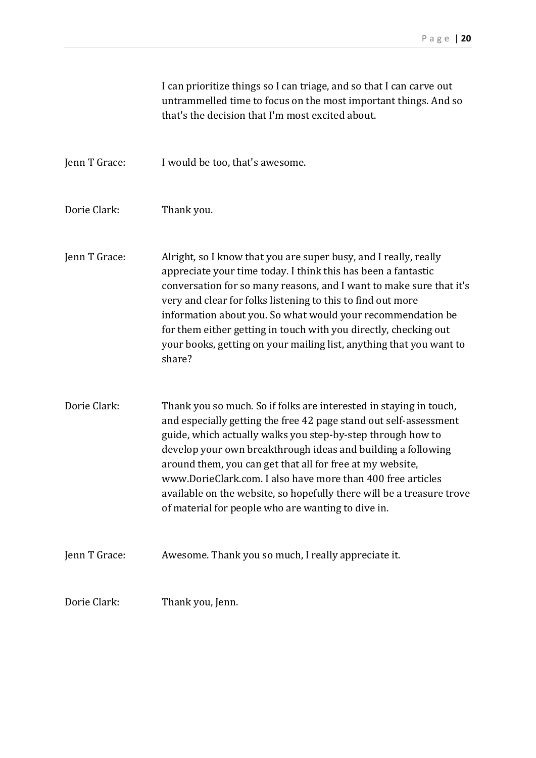I can prioritize things so I can triage, and so that I can carve out untrammelled time to focus on the most important things. And so that's the decision that I'm most excited about.

Jenn T Grace: I would be too, that's awesome.

Dorie Clark: Thank you.

Jenn T Grace: Alright, so I know that you are super busy, and I really, really appreciate your time today. I think this has been a fantastic conversation for so many reasons, and I want to make sure that it's very and clear for folks listening to this to find out more information about you. So what would your recommendation be for them either getting in touch with you directly, checking out your books, getting on your mailing list, anything that you want to share?

Dorie Clark: Thank you so much. So if folks are interested in staying in touch, and especially getting the free 42 page stand out self-assessment guide, which actually walks you step-by-step through how to develop your own breakthrough ideas and building a following around them, you can get that all for free at my website, www.DorieClark.com. I also have more than 400 free articles available on the website, so hopefully there will be a treasure trove of material for people who are wanting to dive in.

Jenn T Grace: Awesome. Thank you so much, I really appreciate it.

Dorie Clark: Thank you, Jenn.